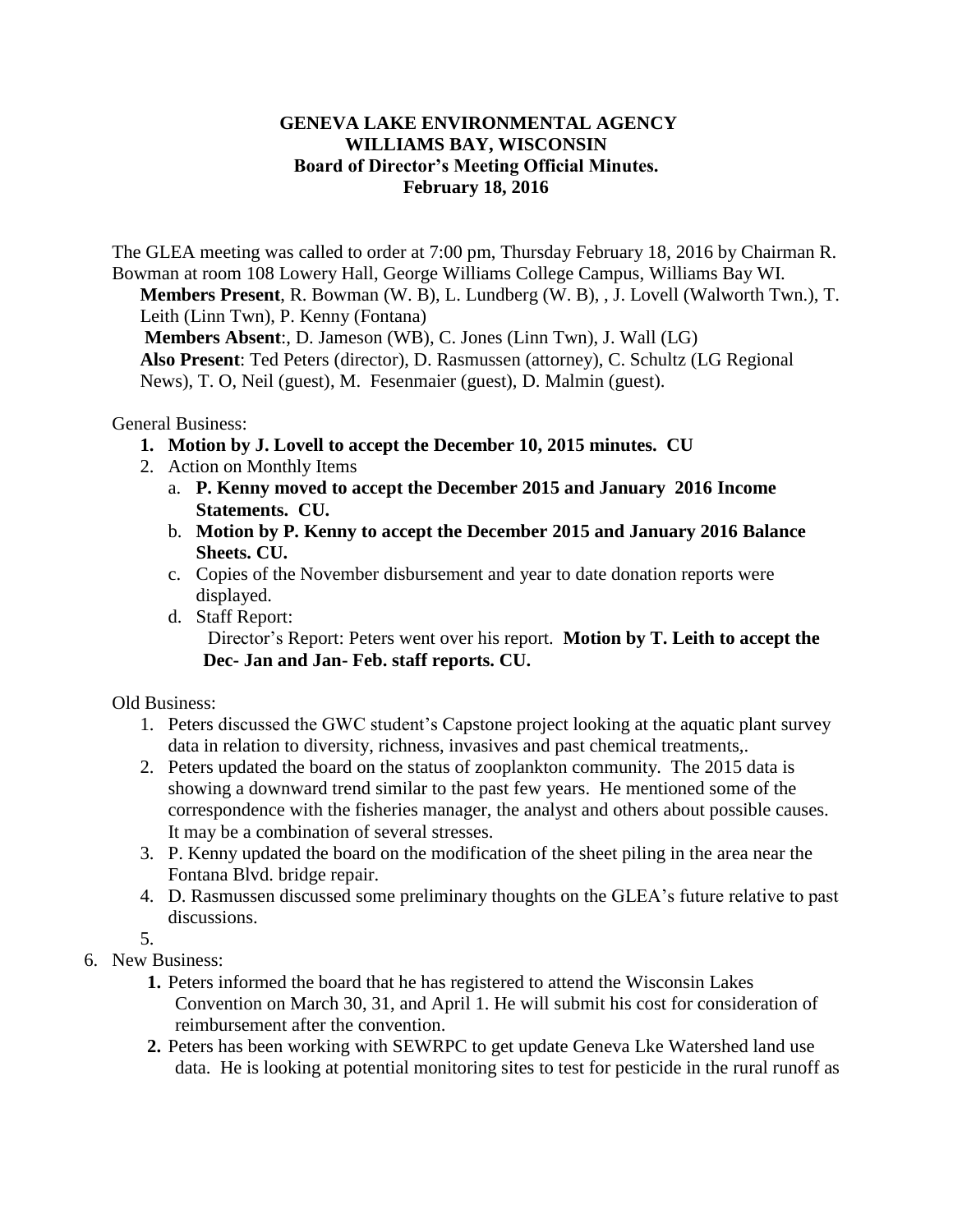**GENEVA LAKE ENVIRONMENTAL AGENCY**
**WILLIAMS BAY, WISCONSIN**
**Board of Director's Meeting Official Minutes.**
**February 18, 2016**

The GLEA meeting was called to order at 7:00 pm, Thursday February 18, 2016 by Chairman R. Bowman at room 108 Lowery Hall, George Williams College Campus, Williams Bay WI.

**Members Present**, R. Bowman (W. B), L. Lundberg (W. B), , J. Lovell (Walworth Twn.), T. Leith (Linn Twn), P. Kenny (Fontana)

**Members Absent**:, D. Jameson (WB), C. Jones (Linn Twn), J. Wall (LG)

**Also Present**: Ted Peters (director), D. Rasmussen (attorney), C. Schultz (LG Regional News), T. O, Neil (guest), M. Fesenmaier (guest), D. Malmin (guest).

General Business:

1. **Motion by J. Lovell to accept the December 10, 2015 minutes. CU**
2. Action on Monthly Items
   a. **P. Kenny moved to accept the December 2015 and January 2016 Income Statements. CU.**
   b. **Motion by P. Kenny to accept the December 2015 and January 2016 Balance Sheets. CU.**
   c. Copies of the November disbursement and year to date donation reports were displayed.
   d. Staff Report:
      Director's Report: Peters went over his report. **Motion by T. Leith to accept the Dec- Jan and Jan- Feb. staff reports. CU.**

Old Business:

1. Peters discussed the GWC student's Capstone project looking at the aquatic plant survey data in relation to diversity, richness, invasives and past chemical treatments,.
2. Peters updated the board on the status of zooplankton community. The 2015 data is showing a downward trend similar to the past few years. He mentioned some of the correspondence with the fisheries manager, the analyst and others about possible causes. It may be a combination of several stresses.
3. P. Kenny updated the board on the modification of the sheet piling in the area near the Fontana Blvd. bridge repair.
4. D. Rasmussen discussed some preliminary thoughts on the GLEA's future relative to past discussions.
5.

6. New Business:
   1. Peters informed the board that he has registered to attend the Wisconsin Lakes Convention on March 30, 31, and April 1. He will submit his cost for consideration of reimbursement after the convention.
   2. Peters has been working with SEWRPC to get update Geneva Lke Watershed land use data. He is looking at potential monitoring sites to test for pesticide in the rural runoff as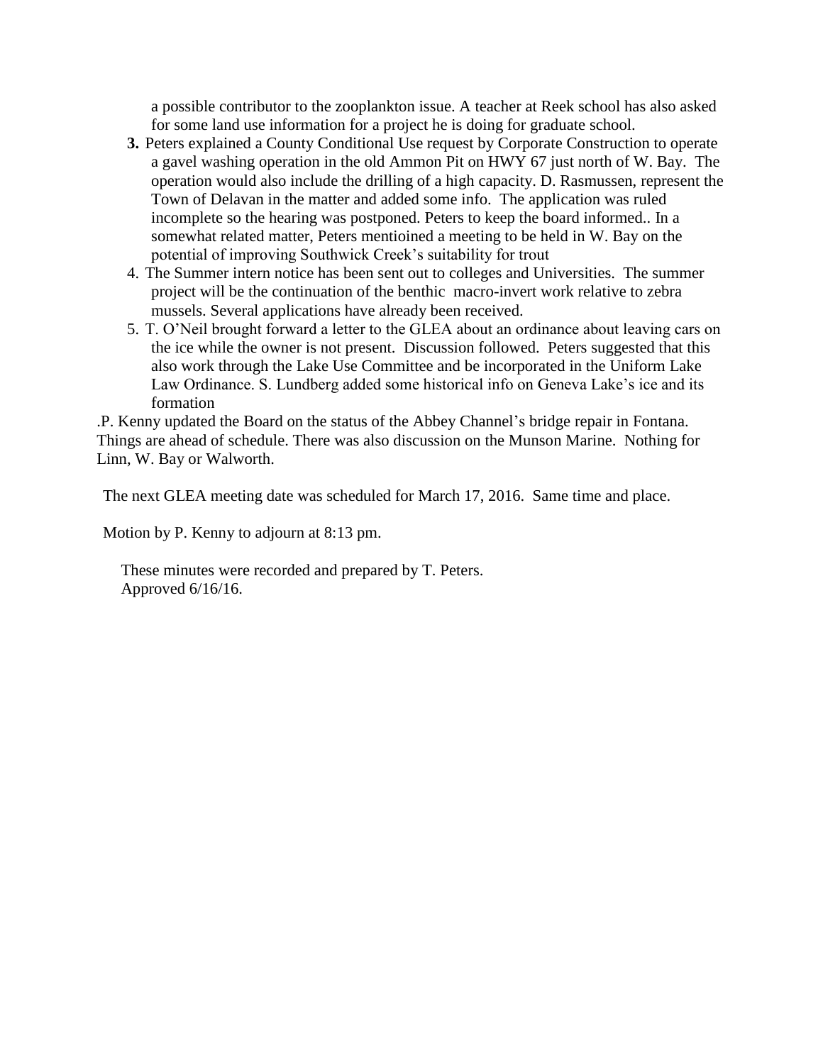a possible contributor to the zooplankton issue. A teacher at Reek school has also asked for some land use information for a project he is doing for graduate school.

3. Peters explained a County Conditional Use request by Corporate Construction to operate a gavel washing operation in the old Ammon Pit on HWY 67 just north of W. Bay. The operation would also include the drilling of a high capacity. D. Rasmussen, represent the Town of Delavan in the matter and added some info. The application was ruled incomplete so the hearing was postponed. Peters to keep the board informed.. In a somewhat related matter, Peters mentioined a meeting to be held in W. Bay on the potential of improving Southwick Creek's suitability for trout
4. The Summer intern notice has been sent out to colleges and Universities. The summer project will be the continuation of the benthic macro-invert work relative to zebra mussels. Several applications have already been received.
5. T. O'Neil brought forward a letter to the GLEA about an ordinance about leaving cars on the ice while the owner is not present. Discussion followed. Peters suggested that this also work through the Lake Use Committee and be incorporated in the Uniform Lake Law Ordinance. S. Lundberg added some historical info on Geneva Lake's ice and its formation

.P. Kenny updated the Board on the status of the Abbey Channel's bridge repair in Fontana. Things are ahead of schedule. There was also discussion on the Munson Marine. Nothing for Linn, W. Bay or Walworth.

The next GLEA meeting date was scheduled for March 17, 2016. Same time and place.

Motion by P. Kenny to adjourn at 8:13 pm.

These minutes were recorded and prepared by T. Peters.
Approved 6/16/16.